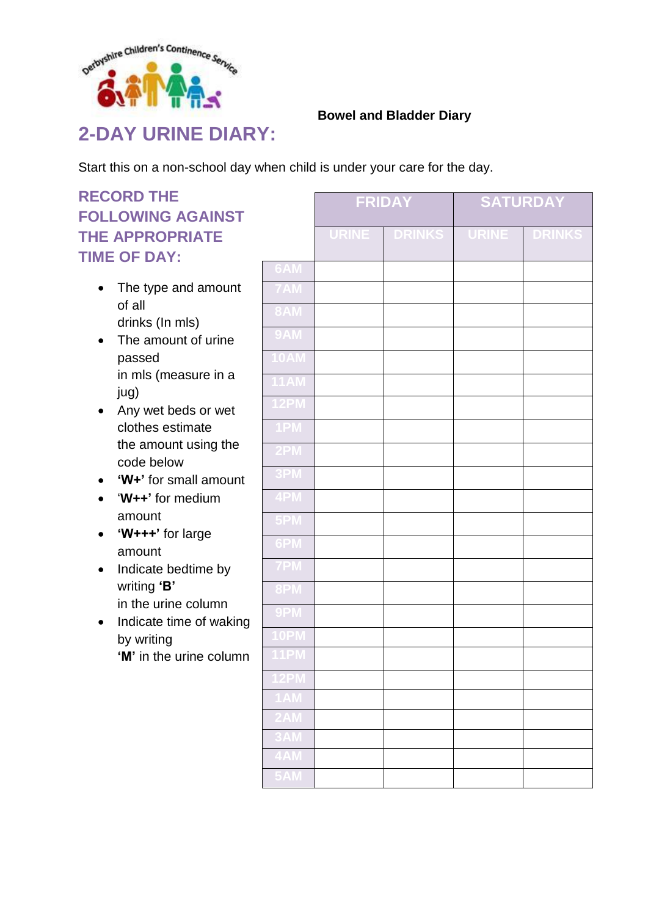Derbyshire Children's Continence Service

**Bowel and Bladder Diary**

# 2-DAY URINE DIARY:

Start this on a non-school day when child is under your care for the day.

## RECORD THE FOLLOWING AGAINST THE APPROPRIATE TIME OF DAY:

- The type and amount of all drinks (In mls)
- The amount of urine passed in mls (measure in a jug)
- Any wet beds or wet clothes estimate the amount using the code below
- **'W+'** for small amount
- '**W++'** for medium amount
- **'W+++'** for large amount
- Indicate bedtime by writing **'B'** in the urine column
- Indicate time of waking by writing **'M'** in the urine column

| | FRIDAY | | SATURDAY | |
|---|---|---|---|---|
| | URINE | DRINKS | URINE | DRINKS |
| 6AM | | | | |
| 7AM | | | | |
| 8AM | | | | |
| 9AM | | | | |
| 10AM | | | | |
| 11AM | | | | |
| 12PM | | | | |
| 1PM | | | | |
| 2PM | | | | |
| 3PM | | | | |
| 4PM | | | | |
| 5PM | | | | |
| 6PM | | | | |
| 7PM | | | | |
| 8PM | | | | |
| 9PM | | | | |
| 10PM | | | | |
| 11PM | | | | |
| 12PM | | | | |
| 1AM | | | | |
| 2AM | | | | |
| 3AM | | | | |
| 4AM | | | | |
| 5AM | | | | |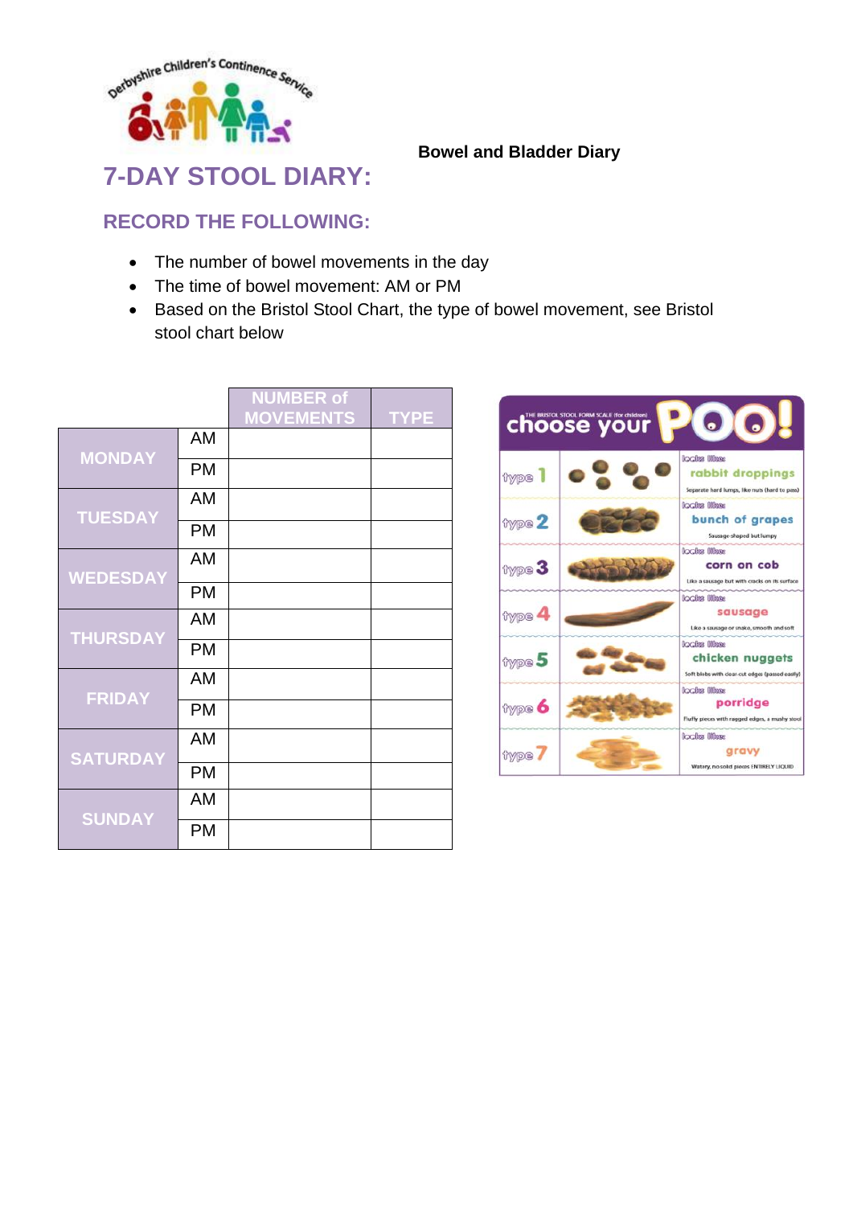Derbyshire Children's Continence Service

**Bowel and Bladder Diary**

# 7-DAY STOOL DIARY:

## RECORD THE FOLLOWING:

- The number of bowel movements in the day
- The time of bowel movement: AM or PM
- Based on the Bristol Stool Chart, the type of bowel movement, see Bristol stool chart below

| | | NUMBER of MOVEMENTS | TYPE |
|---|---|---|---|
| MONDAY | AM | | |
| | PM | | |
| TUESDAY | AM | | |
| | PM | | |
| WEDESDAY | AM | | |
| | PM | | |
| THURSDAY | AM | | |
| | PM | | |
| FRIDAY | AM | | |
| | PM | | |
| SATURDAY | AM | | |
| | PM | | |
| SUNDAY | AM | | |
| | PM | | |

THE BRISTOL STOOL FORM SCALE (for children)

choose your POO!

| | |
|---|---|
| type 1 | looks like rabbit droppings — Separate hard lumps, like nuts (hard to pass) |
| type 2 | looks like bunch of grapes — Sausage-shaped but lumpy |
| type 3 | looks like corn on cob — Like a sausage but with cracks on its surface |
| type 4 | looks like sausage — Like a sausage or snake, smooth and soft |
| type 5 | looks like chicken nuggets — Soft blobs with clear-cut edges (passed easily) |
| type 6 | looks like porridge — Fluffy pieces with ragged edges, a mushy stool |
| type 7 | looks like gravy — Watery, no solid pieces ENTIRELY LIQUID |